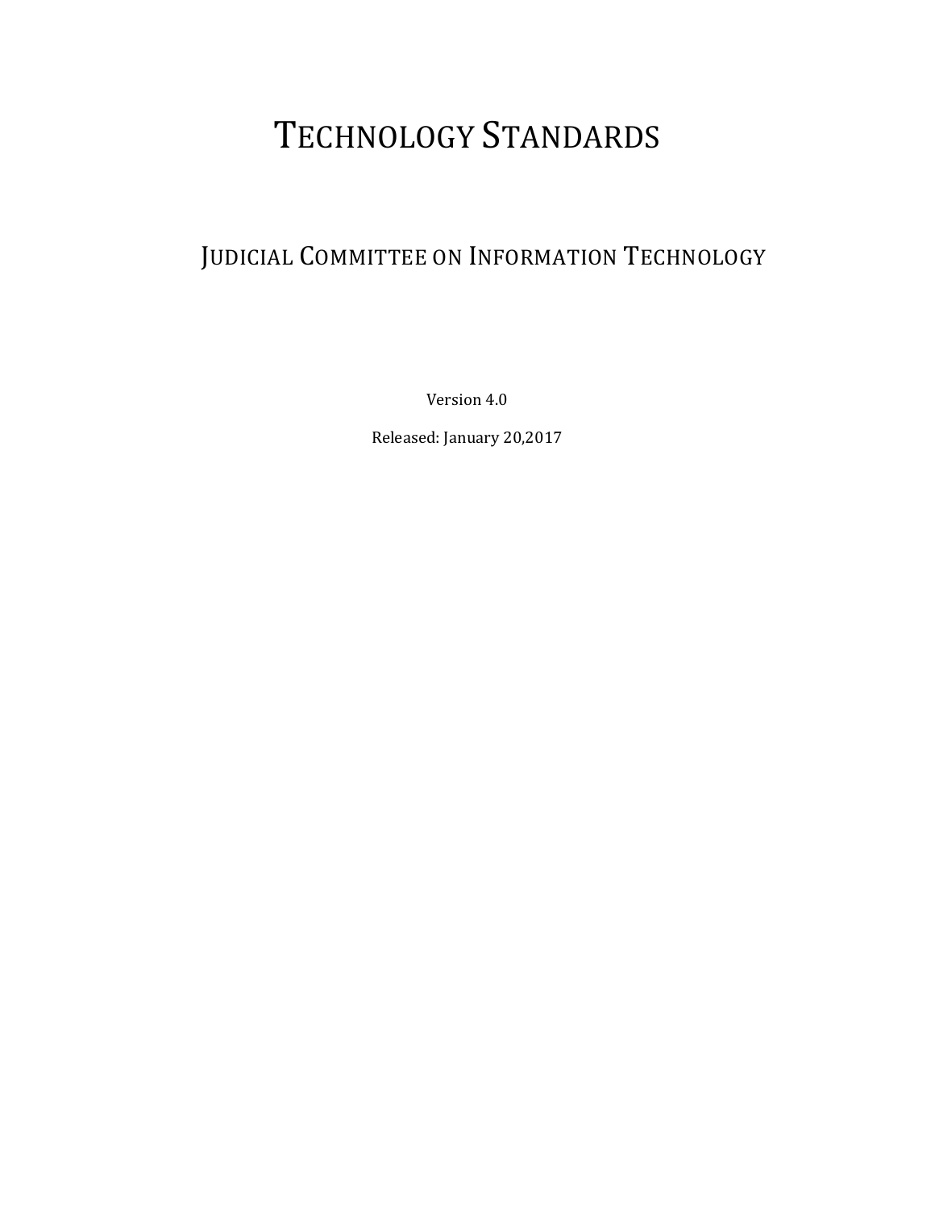# TECHNOLOGY STANDARDS

## JUDICIAL COMMITTEE ON INFORMATION TECHNOLOGY

Version 4.0

Released: January 20,2017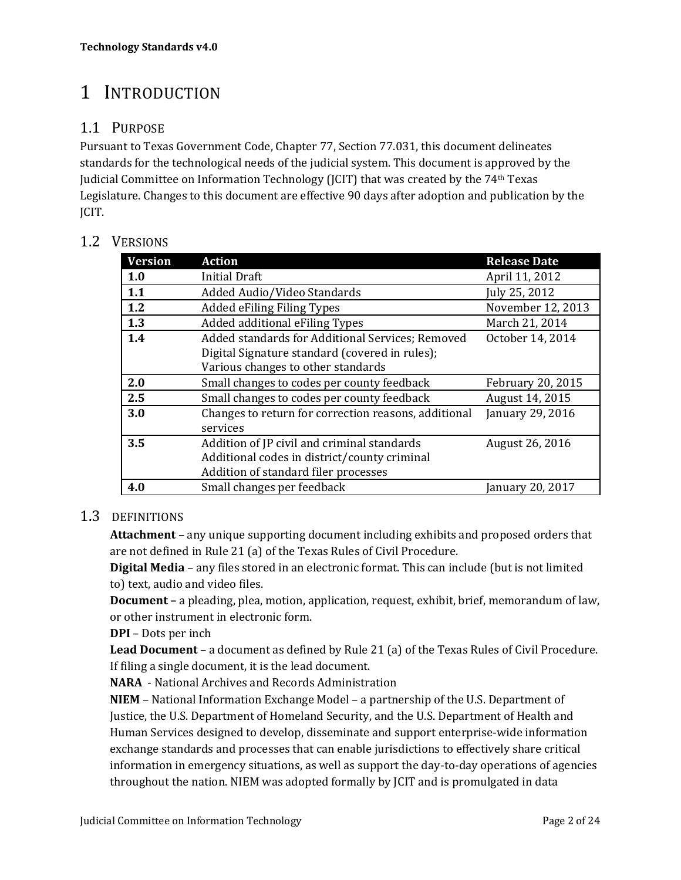# 1 Introduction

## 1.1 Purpose

Pursuant to Texas Government Code, Chapter 77, Section 77.031, this document delineates standards for the technological needs of the judicial system. This document is approved by the Judicial Committee on Information Technology (JCIT) that was created by the 74th Texas Legislature. Changes to this document are effective 90 days after adoption and publication by the JCIT.

## 1.2 Versions

| Version | Action | Release Date |
|---|---|---|
| **1.0** | Initial Draft | April 11, 2012 |
| **1.1** | Added Audio/Video Standards | July 25, 2012 |
| **1.2** | Added eFiling Filing Types | November 12, 2013 |
| **1.3** | Added additional eFiling Types | March 21, 2014 |
| **1.4** | Added standards for Additional Services; Removed Digital Signature standard (covered in rules); Various changes to other standards | October 14, 2014 |
| **2.0** | Small changes to codes per county feedback | February 20, 2015 |
| **2.5** | Small changes to codes per county feedback | August 14, 2015 |
| **3.0** | Changes to return for correction reasons, additional services | January 29, 2016 |
| **3.5** | Addition of JP civil and criminal standards Additional codes in district/county criminal Addition of standard filer processes | August 26, 2016 |
| **4.0** | Small changes per feedback | January 20, 2017 |

## 1.3 Definitions

**Attachment** – any unique supporting document including exhibits and proposed orders that are not defined in Rule 21 (a) of the Texas Rules of Civil Procedure.

**Digital Media** – any files stored in an electronic format. This can include (but is not limited to) text, audio and video files.

**Document –** a pleading, plea, motion, application, request, exhibit, brief, memorandum of law, or other instrument in electronic form.

**DPI** – Dots per inch

**Lead Document** – a document as defined by Rule 21 (a) of the Texas Rules of Civil Procedure. If filing a single document, it is the lead document.

**NARA** - National Archives and Records Administration

**NIEM** – National Information Exchange Model – a partnership of the U.S. Department of Justice, the U.S. Department of Homeland Security, and the U.S. Department of Health and Human Services designed to develop, disseminate and support enterprise-wide information exchange standards and processes that can enable jurisdictions to effectively share critical information in emergency situations, as well as support the day-to-day operations of agencies throughout the nation. NIEM was adopted formally by JCIT and is promulgated in data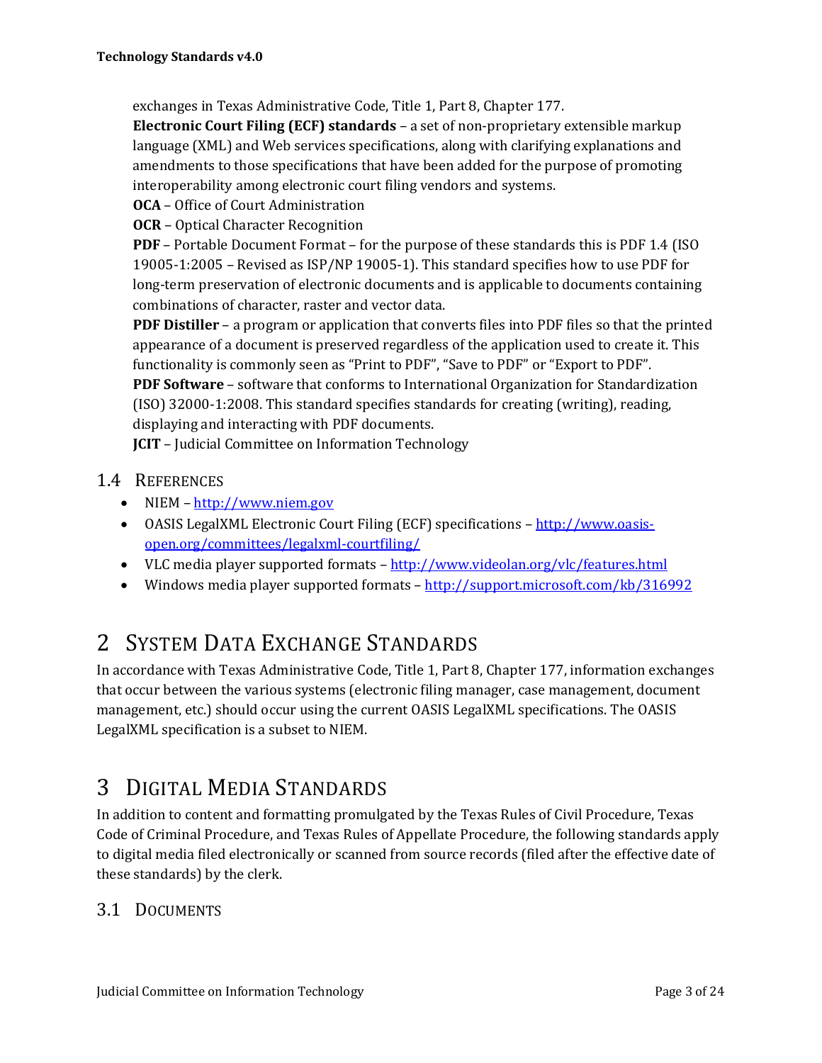exchanges in Texas Administrative Code, Title 1, Part 8, Chapter 177.

**Electronic Court Filing (ECF) standards** – a set of non-proprietary extensible markup language (XML) and Web services specifications, along with clarifying explanations and amendments to those specifications that have been added for the purpose of promoting interoperability among electronic court filing vendors and systems.

**OCA** – Office of Court Administration

**OCR** – Optical Character Recognition

**PDF** – Portable Document Format – for the purpose of these standards this is PDF 1.4 (ISO 19005-1:2005 – Revised as ISP/NP 19005-1). This standard specifies how to use PDF for long-term preservation of electronic documents and is applicable to documents containing combinations of character, raster and vector data.

**PDF Distiller** – a program or application that converts files into PDF files so that the printed appearance of a document is preserved regardless of the application used to create it. This functionality is commonly seen as "Print to PDF", "Save to PDF" or "Export to PDF".

**PDF Software** – software that conforms to International Organization for Standardization (ISO) 32000-1:2008. This standard specifies standards for creating (writing), reading, displaying and interacting with PDF documents.

**JCIT** – Judicial Committee on Information Technology

## 1.4 References

- NIEM – http://www.niem.gov
- OASIS LegalXML Electronic Court Filing (ECF) specifications – http://www.oasis-open.org/committees/legalxml-courtfiling/
- VLC media player supported formats – http://www.videolan.org/vlc/features.html
- Windows media player supported formats – http://support.microsoft.com/kb/316992

# 2 System Data Exchange Standards

In accordance with Texas Administrative Code, Title 1, Part 8, Chapter 177, information exchanges that occur between the various systems (electronic filing manager, case management, document management, etc.) should occur using the current OASIS LegalXML specifications. The OASIS LegalXML specification is a subset to NIEM.

# 3 Digital Media Standards

In addition to content and formatting promulgated by the Texas Rules of Civil Procedure, Texas Code of Criminal Procedure, and Texas Rules of Appellate Procedure, the following standards apply to digital media filed electronically or scanned from source records (filed after the effective date of these standards) by the clerk.

## 3.1 Documents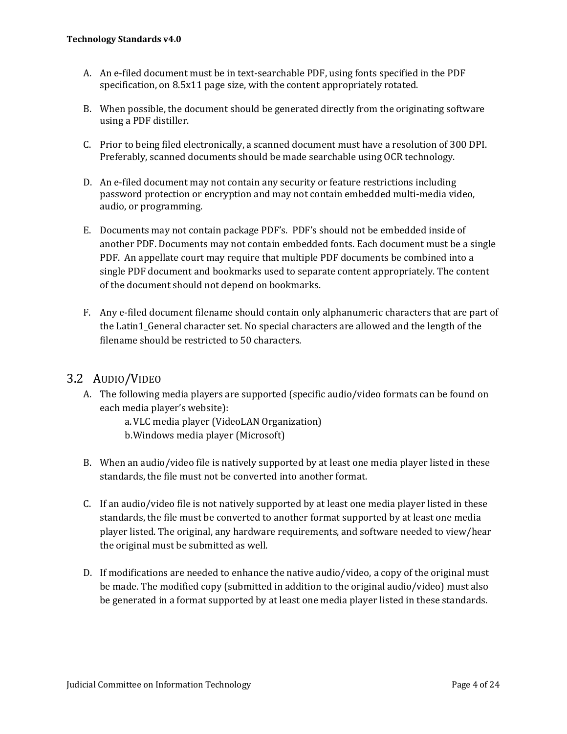A. An e-filed document must be in text-searchable PDF, using fonts specified in the PDF specification, on 8.5x11 page size, with the content appropriately rotated.

B. When possible, the document should be generated directly from the originating software using a PDF distiller.

C. Prior to being filed electronically, a scanned document must have a resolution of 300 DPI. Preferably, scanned documents should be made searchable using OCR technology.

D. An e-filed document may not contain any security or feature restrictions including password protection or encryption and may not contain embedded multi-media video, audio, or programming.

E. Documents may not contain package PDF's. PDF's should not be embedded inside of another PDF. Documents may not contain embedded fonts. Each document must be a single PDF. An appellate court may require that multiple PDF documents be combined into a single PDF document and bookmarks used to separate content appropriately. The content of the document should not depend on bookmarks.

F. Any e-filed document filename should contain only alphanumeric characters that are part of the Latin1_General character set. No special characters are allowed and the length of the filename should be restricted to 50 characters.

## 3.2 AUDIO/VIDEO

A. The following media players are supported (specific audio/video formats can be found on each media player's website):

   a. VLC media player (VideoLAN Organization)
   
   b. Windows media player (Microsoft)

B. When an audio/video file is natively supported by at least one media player listed in these standards, the file must not be converted into another format.

C. If an audio/video file is not natively supported by at least one media player listed in these standards, the file must be converted to another format supported by at least one media player listed. The original, any hardware requirements, and software needed to view/hear the original must be submitted as well.

D. If modifications are needed to enhance the native audio/video, a copy of the original must be made. The modified copy (submitted in addition to the original audio/video) must also be generated in a format supported by at least one media player listed in these standards.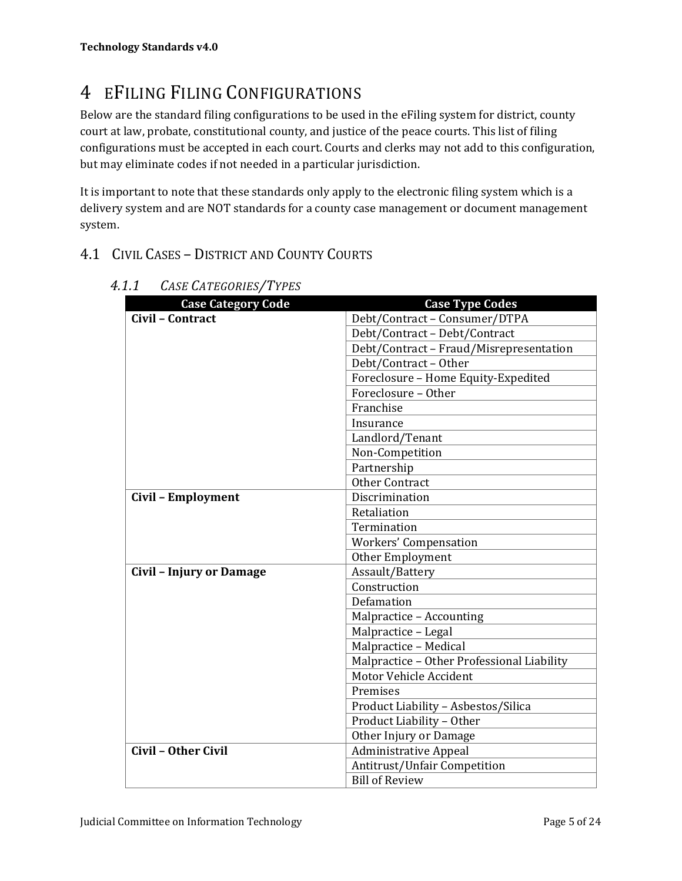# 4 eFiling Filing Configurations

Below are the standard filing configurations to be used in the eFiling system for district, county court at law, probate, constitutional county, and justice of the peace courts. This list of filing configurations must be accepted in each court. Courts and clerks may not add to this configuration, but may eliminate codes if not needed in a particular jurisdiction.

It is important to note that these standards only apply to the electronic filing system which is a delivery system and are NOT standards for a county case management or document management system.

## 4.1 Civil Cases – District and County Courts

### 4.1.1 *Case Categories/Types*

| Case Category Code | Case Type Codes |
|---|---|
| **Civil – Contract** | Debt/Contract – Consumer/DTPA |
| | Debt/Contract – Debt/Contract |
| | Debt/Contract – Fraud/Misrepresentation |
| | Debt/Contract – Other |
| | Foreclosure – Home Equity-Expedited |
| | Foreclosure – Other |
| | Franchise |
| | Insurance |
| | Landlord/Tenant |
| | Non-Competition |
| | Partnership |
| | Other Contract |
| **Civil – Employment** | Discrimination |
| | Retaliation |
| | Termination |
| | Workers' Compensation |
| | Other Employment |
| **Civil – Injury or Damage** | Assault/Battery |
| | Construction |
| | Defamation |
| | Malpractice – Accounting |
| | Malpractice – Legal |
| | Malpractice – Medical |
| | Malpractice – Other Professional Liability |
| | Motor Vehicle Accident |
| | Premises |
| | Product Liability – Asbestos/Silica |
| | Product Liability – Other |
| | Other Injury or Damage |
| **Civil – Other Civil** | Administrative Appeal |
| | Antitrust/Unfair Competition |
| | Bill of Review |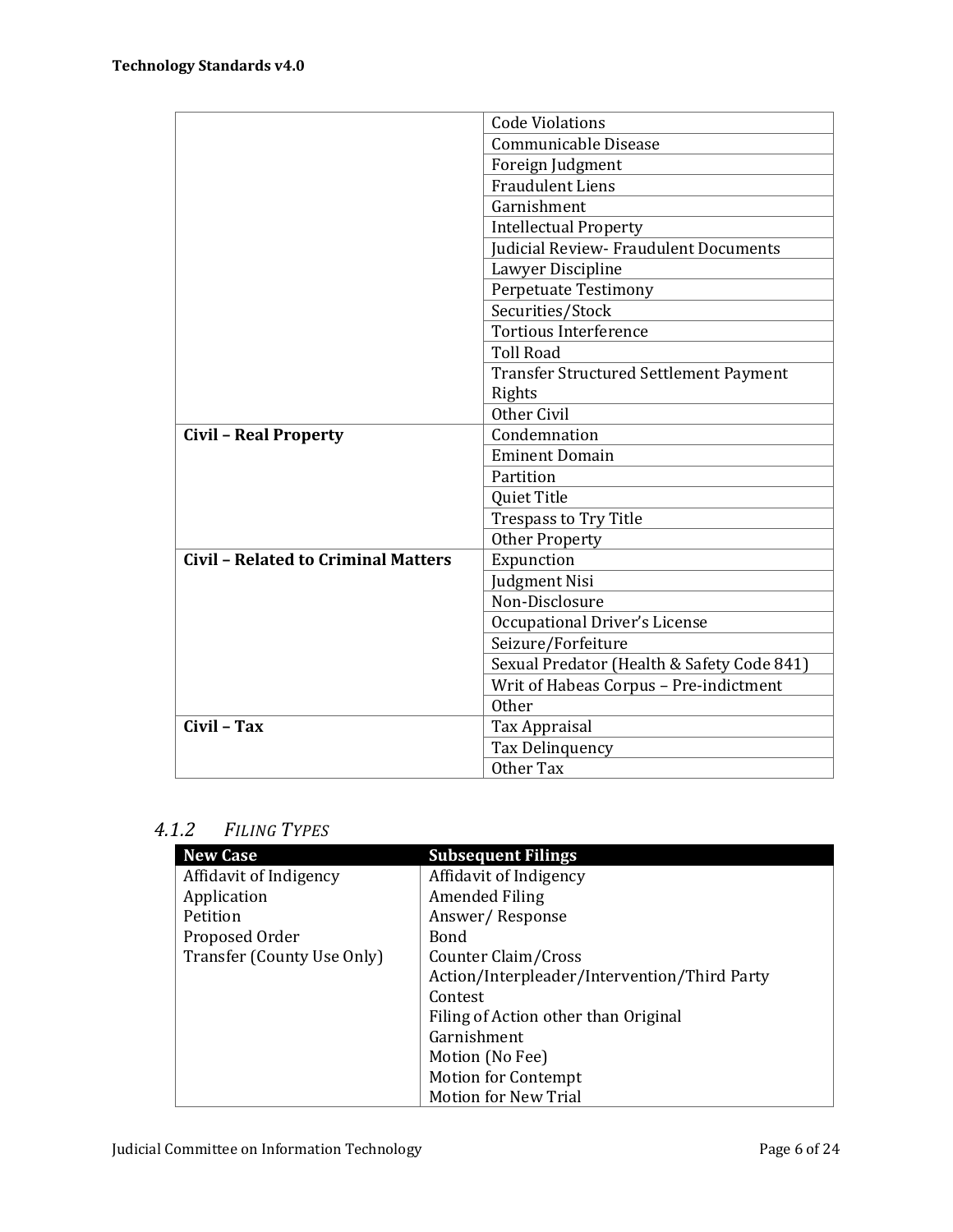| | |
|---|---|
| | Code Violations |
| | Communicable Disease |
| | Foreign Judgment |
| | Fraudulent Liens |
| | Garnishment |
| | Intellectual Property |
| | Judicial Review- Fraudulent Documents |
| | Lawyer Discipline |
| | Perpetuate Testimony |
| | Securities/Stock |
| | Tortious Interference |
| | Toll Road |
| | Transfer Structured Settlement Payment Rights |
| | Other Civil |
| **Civil – Real Property** | Condemnation |
| | Eminent Domain |
| | Partition |
| | Quiet Title |
| | Trespass to Try Title |
| | Other Property |
| **Civil – Related to Criminal Matters** | Expunction |
| | Judgment Nisi |
| | Non-Disclosure |
| | Occupational Driver's License |
| | Seizure/Forfeiture |
| | Sexual Predator (Health & Safety Code 841) |
| | Writ of Habeas Corpus – Pre-indictment |
| | Other |
| **Civil – Tax** | Tax Appraisal |
| | Tax Delinquency |
| | Other Tax |

### 4.1.2 *Filing Types*

| New Case | Subsequent Filings |
|---|---|
| Affidavit of Indigency | Affidavit of Indigency |
| Application | Amended Filing |
| Petition | Answer/ Response |
| Proposed Order | Bond |
| Transfer (County Use Only) | Counter Claim/Cross Action/Interpleader/Intervention/Third Party |
| | Contest |
| | Filing of Action other than Original |
| | Garnishment |
| | Motion (No Fee) |
| | Motion for Contempt |
| | Motion for New Trial |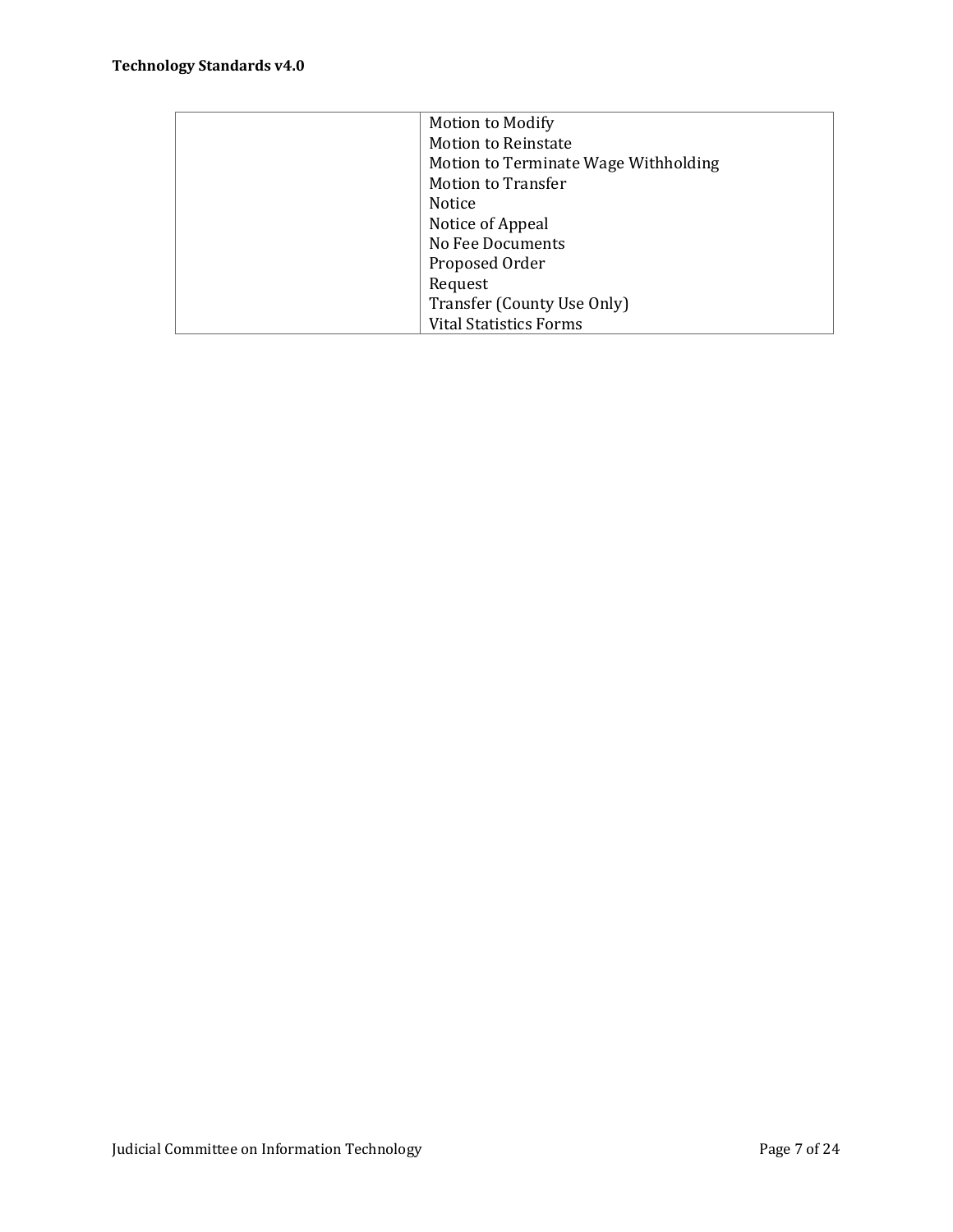| | |
|---|---|
| | Motion to Modify<br>Motion to Reinstate<br>Motion to Terminate Wage Withholding<br>Motion to Transfer<br>Notice<br>Notice of Appeal<br>No Fee Documents<br>Proposed Order<br>Request<br>Transfer (County Use Only)<br>Vital Statistics Forms |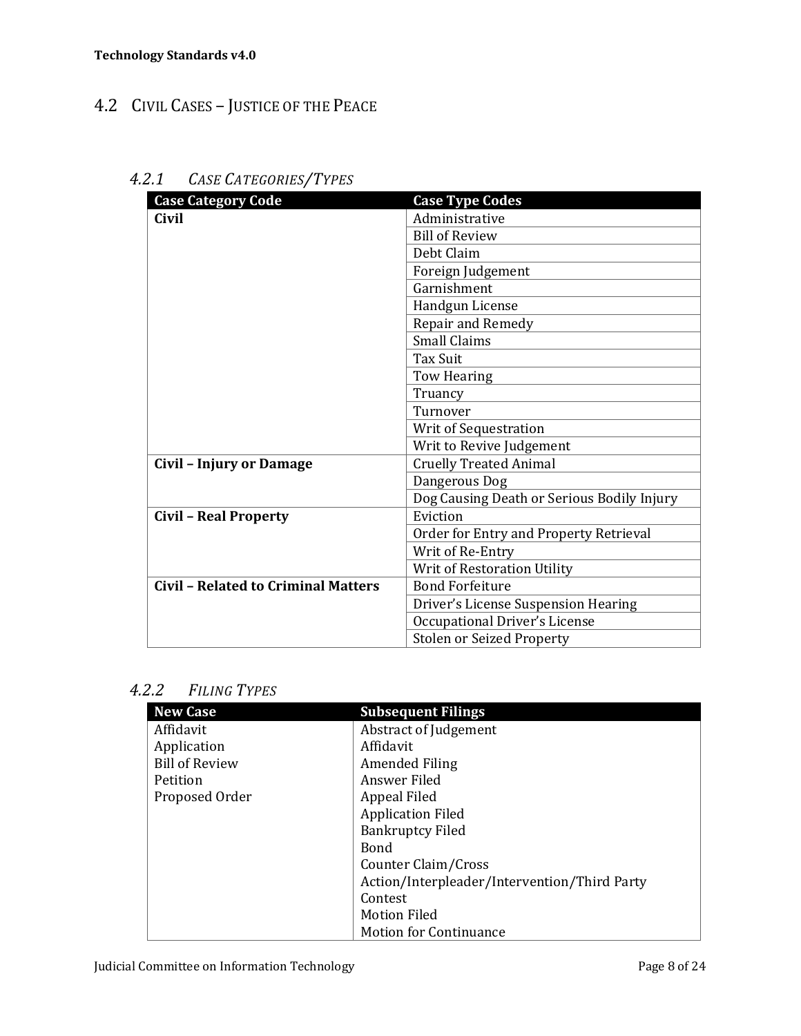## 4.2 Civil Cases – Justice of the Peace

### 4.2.1 *Case Categories/Types*

| Case Category Code | Case Type Codes |
|---|---|
| **Civil** | Administrative |
| | Bill of Review |
| | Debt Claim |
| | Foreign Judgement |
| | Garnishment |
| | Handgun License |
| | Repair and Remedy |
| | Small Claims |
| | Tax Suit |
| | Tow Hearing |
| | Truancy |
| | Turnover |
| | Writ of Sequestration |
| | Writ to Revive Judgement |
| **Civil – Injury or Damage** | Cruelly Treated Animal |
| | Dangerous Dog |
| | Dog Causing Death or Serious Bodily Injury |
| **Civil – Real Property** | Eviction |
| | Order for Entry and Property Retrieval |
| | Writ of Re-Entry |
| | Writ of Restoration Utility |
| **Civil – Related to Criminal Matters** | Bond Forfeiture |
| | Driver's License Suspension Hearing |
| | Occupational Driver's License |
| | Stolen or Seized Property |

### 4.2.2 *Filing Types*

| New Case | Subsequent Filings |
|---|---|
| Affidavit | Abstract of Judgement |
| Application | Affidavit |
| Bill of Review | Amended Filing |
| Petition | Answer Filed |
| Proposed Order | Appeal Filed |
| | Application Filed |
| | Bankruptcy Filed |
| | Bond |
| | Counter Claim/Cross Action/Interpleader/Intervention/Third Party |
| | Contest |
| | Motion Filed |
| | Motion for Continuance |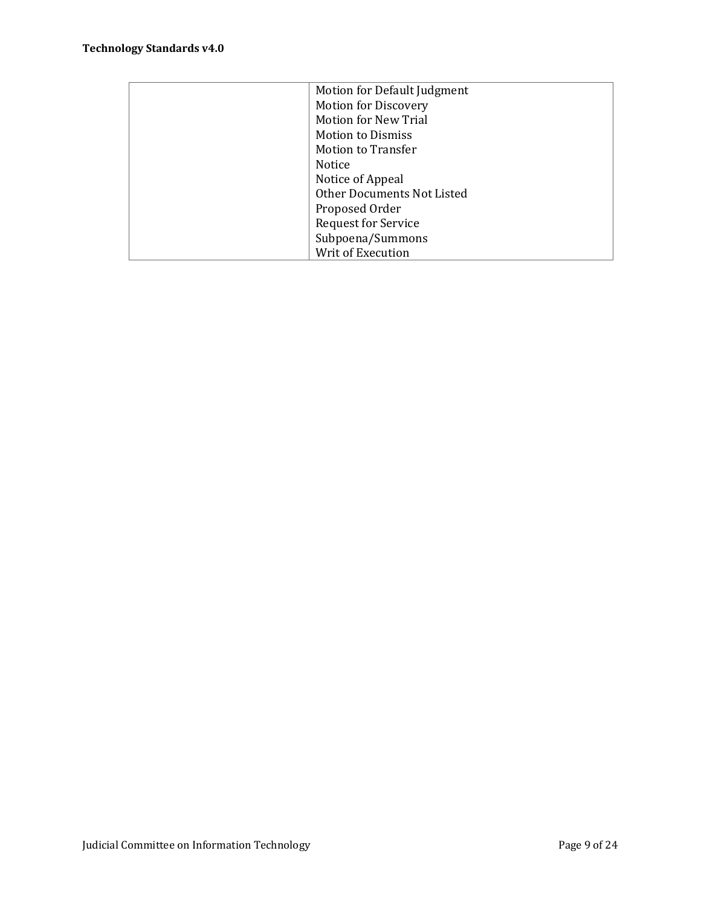| | |
|---|---|
| | Motion for Default Judgment<br>Motion for Discovery<br>Motion for New Trial<br>Motion to Dismiss<br>Motion to Transfer<br>Notice<br>Notice of Appeal<br>Other Documents Not Listed<br>Proposed Order<br>Request for Service<br>Subpoena/Summons<br>Writ of Execution |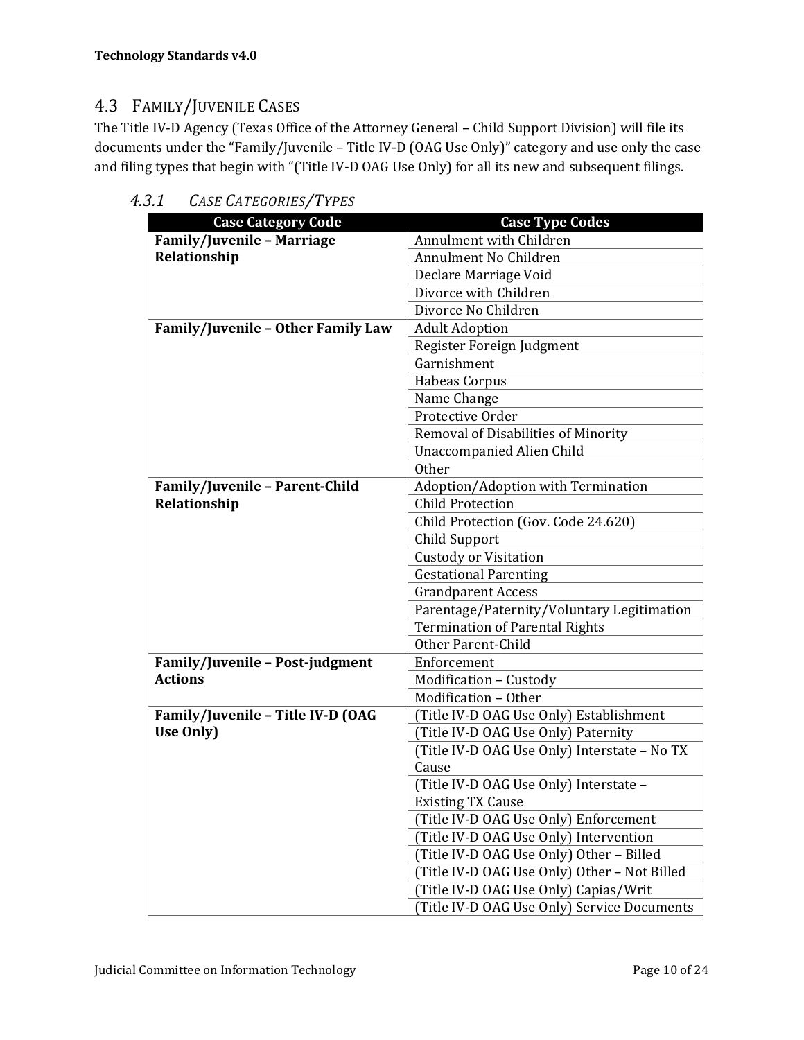## 4.3 Family/Juvenile Cases

The Title IV-D Agency (Texas Office of the Attorney General – Child Support Division) will file its documents under the "Family/Juvenile – Title IV-D (OAG Use Only)" category and use only the case and filing types that begin with "(Title IV-D OAG Use Only) for all its new and subsequent filings.

### 4.3.1 *Case Categories/Types*

| Case Category Code | Case Type Codes |
|---|---|
| **Family/Juvenile – Marriage Relationship** | Annulment with Children |
| | Annulment No Children |
| | Declare Marriage Void |
| | Divorce with Children |
| | Divorce No Children |
| **Family/Juvenile – Other Family Law** | Adult Adoption |
| | Register Foreign Judgment |
| | Garnishment |
| | Habeas Corpus |
| | Name Change |
| | Protective Order |
| | Removal of Disabilities of Minority |
| | Unaccompanied Alien Child |
| | Other |
| **Family/Juvenile – Parent-Child Relationship** | Adoption/Adoption with Termination |
| | Child Protection |
| | Child Protection (Gov. Code 24.620) |
| | Child Support |
| | Custody or Visitation |
| | Gestational Parenting |
| | Grandparent Access |
| | Parentage/Paternity/Voluntary Legitimation |
| | Termination of Parental Rights |
| | Other Parent-Child |
| **Family/Juvenile – Post-judgment Actions** | Enforcement |
| | Modification – Custody |
| | Modification – Other |
| **Family/Juvenile – Title IV-D (OAG Use Only)** | (Title IV-D OAG Use Only) Establishment |
| | (Title IV-D OAG Use Only) Paternity |
| | (Title IV-D OAG Use Only) Interstate – No TX Cause |
| | (Title IV-D OAG Use Only) Interstate – Existing TX Cause |
| | (Title IV-D OAG Use Only) Enforcement |
| | (Title IV-D OAG Use Only) Intervention |
| | (Title IV-D OAG Use Only) Other – Billed |
| | (Title IV-D OAG Use Only) Other – Not Billed |
| | (Title IV-D OAG Use Only) Capias/Writ |
| | (Title IV-D OAG Use Only) Service Documents |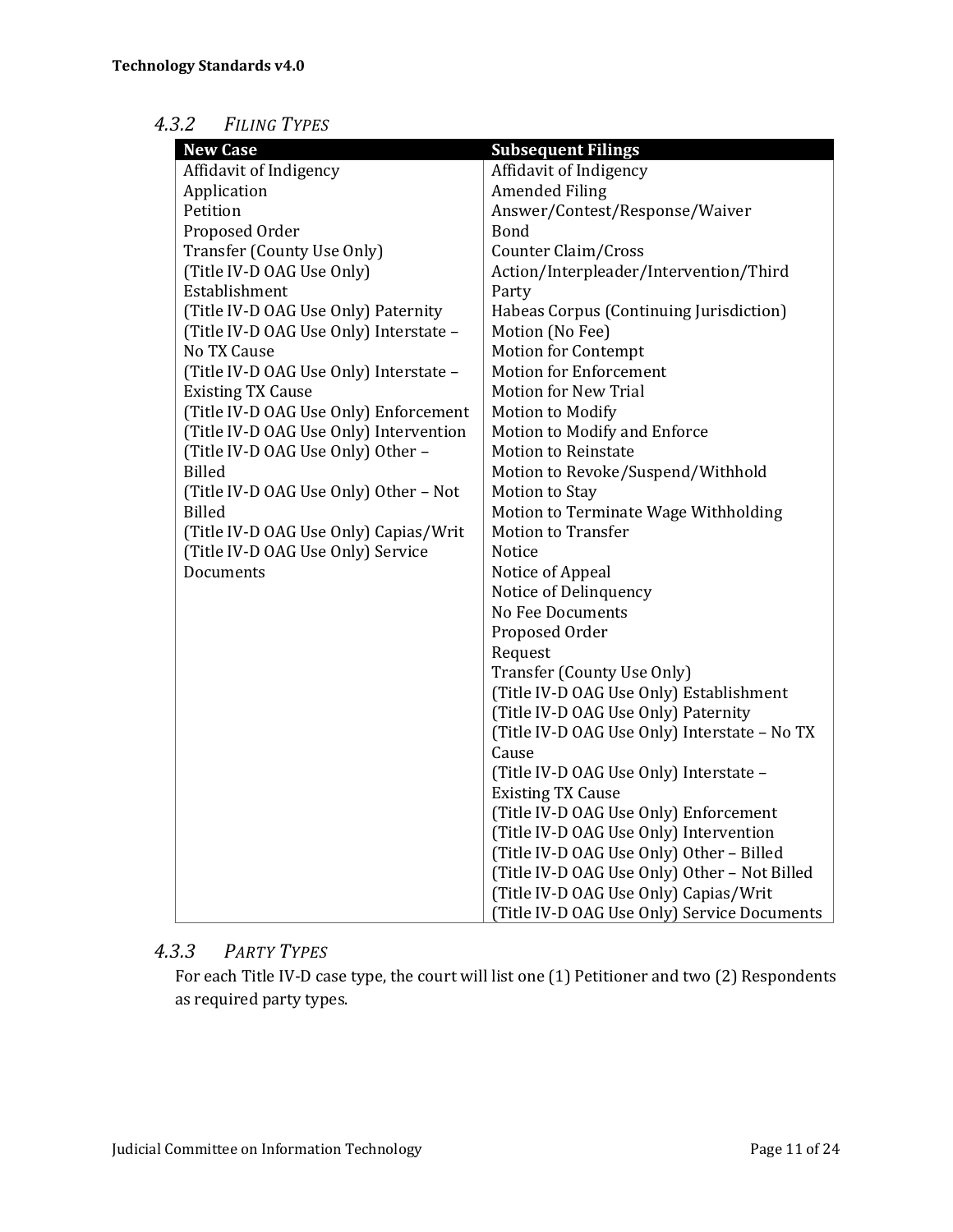#### 4.3.2 *FILING TYPES*

| New Case | Subsequent Filings |
|---|---|
| Affidavit of Indigency | Affidavit of Indigency |
| Application | Amended Filing |
| Petition | Answer/Contest/Response/Waiver |
| Proposed Order | Bond |
| Transfer (County Use Only) | Counter Claim/Cross Action/Interpleader/Intervention/Third Party |
| (Title IV-D OAG Use Only) Establishment | Habeas Corpus (Continuing Jurisdiction) |
| (Title IV-D OAG Use Only) Paternity | Motion (No Fee) |
| (Title IV-D OAG Use Only) Interstate – No TX Cause | Motion for Contempt |
| (Title IV-D OAG Use Only) Interstate – Existing TX Cause | Motion for Enforcement |
| (Title IV-D OAG Use Only) Enforcement | Motion for New Trial |
| (Title IV-D OAG Use Only) Intervention | Motion to Modify |
| (Title IV-D OAG Use Only) Other – Billed | Motion to Modify and Enforce |
| (Title IV-D OAG Use Only) Other – Not Billed | Motion to Reinstate |
| (Title IV-D OAG Use Only) Capias/Writ | Motion to Revoke/Suspend/Withhold |
| (Title IV-D OAG Use Only) Service Documents | Motion to Stay |
| | Motion to Terminate Wage Withholding |
| | Motion to Transfer |
| | Notice |
| | Notice of Appeal |
| | Notice of Delinquency |
| | No Fee Documents |
| | Proposed Order |
| | Request |
| | Transfer (County Use Only) |
| | (Title IV-D OAG Use Only) Establishment |
| | (Title IV-D OAG Use Only) Paternity |
| | (Title IV-D OAG Use Only) Interstate – No TX Cause |
| | (Title IV-D OAG Use Only) Interstate – Existing TX Cause |
| | (Title IV-D OAG Use Only) Enforcement |
| | (Title IV-D OAG Use Only) Intervention |
| | (Title IV-D OAG Use Only) Other – Billed |
| | (Title IV-D OAG Use Only) Other – Not Billed |
| | (Title IV-D OAG Use Only) Capias/Writ |
| | (Title IV-D OAG Use Only) Service Documents |

#### 4.3.3 *PARTY TYPES*

For each Title IV-D case type, the court will list one (1) Petitioner and two (2) Respondents as required party types.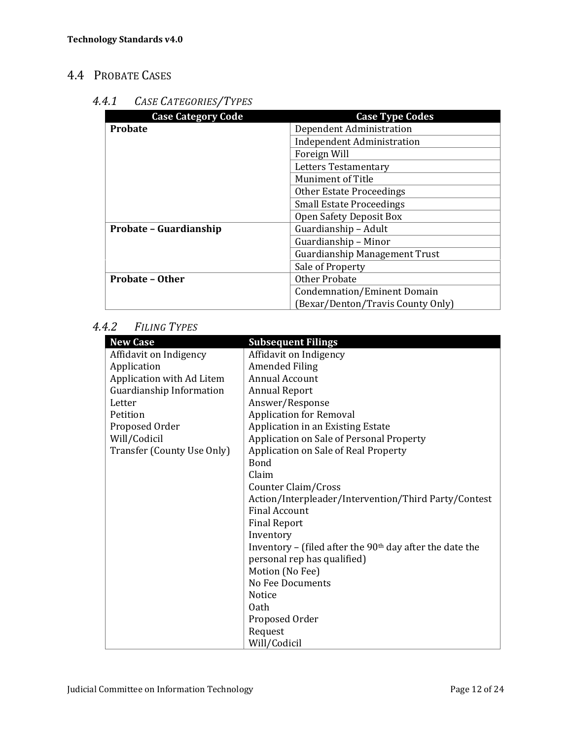## 4.4 PROBATE CASES

### 4.4.1 *CASE CATEGORIES/TYPES*

| Case Category Code | Case Type Codes |
| --- | --- |
| **Probate** | Dependent Administration |
| | Independent Administration |
| | Foreign Will |
| | Letters Testamentary |
| | Muniment of Title |
| | Other Estate Proceedings |
| | Small Estate Proceedings |
| | Open Safety Deposit Box |
| **Probate – Guardianship** | Guardianship – Adult |
| | Guardianship – Minor |
| | Guardianship Management Trust |
| | Sale of Property |
| **Probate – Other** | Other Probate |
| | Condemnation/Eminent Domain (Bexar/Denton/Travis County Only) |

### 4.4.2 *FILING TYPES*

| New Case | Subsequent Filings |
| --- | --- |
| Affidavit on Indigency | Affidavit on Indigency |
| Application | Amended Filing |
| Application with Ad Litem | Annual Account |
| Guardianship Information | Annual Report |
| Letter | Answer/Response |
| Petition | Application for Removal |
| Proposed Order | Application in an Existing Estate |
| Will/Codicil | Application on Sale of Personal Property |
| Transfer (County Use Only) | Application on Sale of Real Property |
| | Bond |
| | Claim |
| | Counter Claim/Cross Action/Interpleader/Intervention/Third Party/Contest |
| | Final Account |
| | Final Report |
| | Inventory |
| | Inventory – (filed after the 90th day after the date the personal rep has qualified) |
| | Motion (No Fee) |
| | No Fee Documents |
| | Notice |
| | Oath |
| | Proposed Order |
| | Request |
| | Will/Codicil |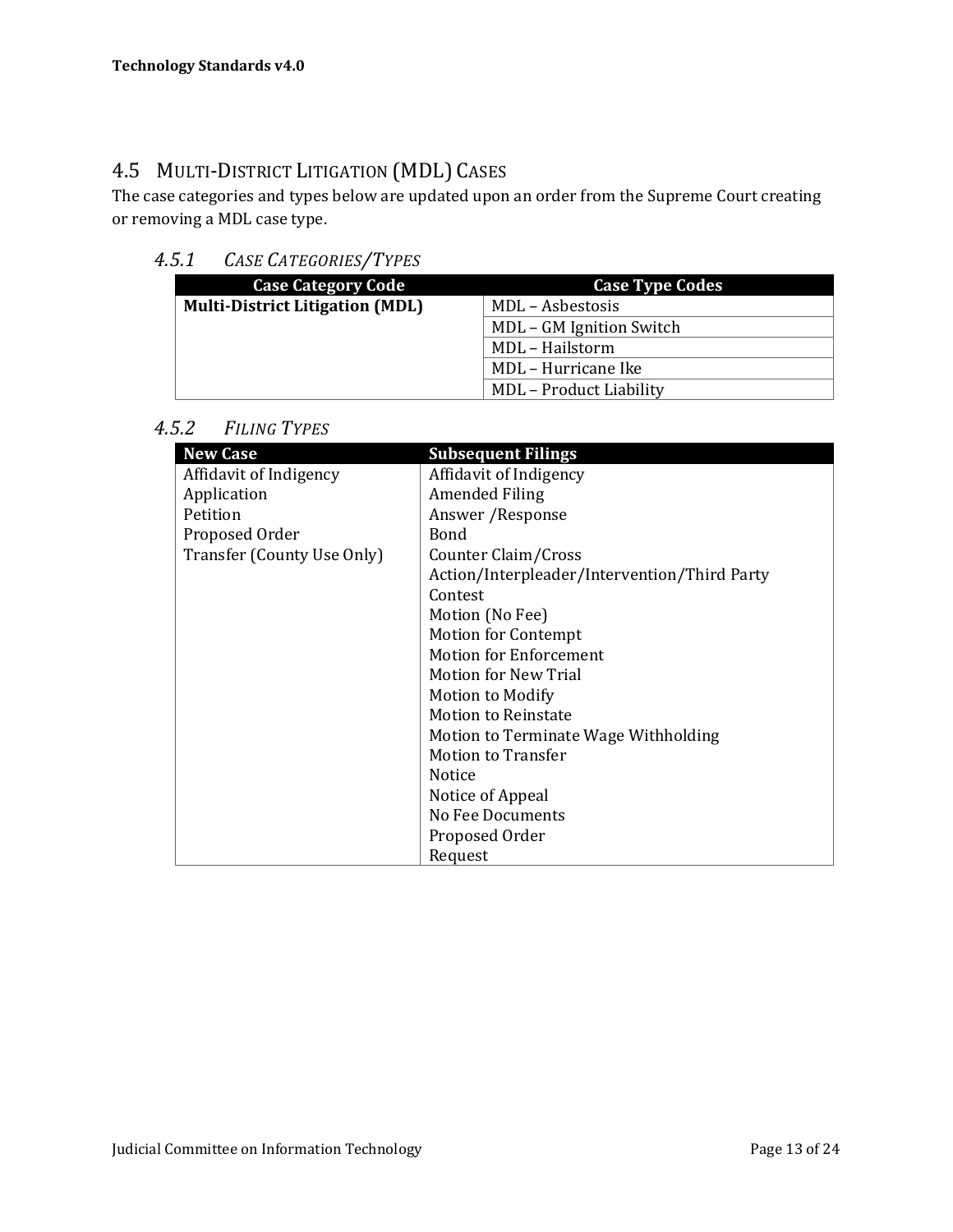## 4.5 Multi-District Litigation (MDL) Cases

The case categories and types below are updated upon an order from the Supreme Court creating or removing a MDL case type.

### *4.5.1 Case Categories/Types*

| Case Category Code | Case Type Codes |
|---|---|
| **Multi-District Litigation (MDL)** | MDL – Asbestosis |
| | MDL – GM Ignition Switch |
| | MDL – Hailstorm |
| | MDL – Hurricane Ike |
| | MDL – Product Liability |

### *4.5.2 Filing Types*

| New Case | Subsequent Filings |
|---|---|
| Affidavit of Indigency | Affidavit of Indigency |
| Application | Amended Filing |
| Petition | Answer /Response |
| Proposed Order | Bond |
| Transfer (County Use Only) | Counter Claim/Cross Action/Interpleader/Intervention/Third Party |
| | Contest |
| | Motion (No Fee) |
| | Motion for Contempt |
| | Motion for Enforcement |
| | Motion for New Trial |
| | Motion to Modify |
| | Motion to Reinstate |
| | Motion to Terminate Wage Withholding |
| | Motion to Transfer |
| | Notice |
| | Notice of Appeal |
| | No Fee Documents |
| | Proposed Order |
| | Request |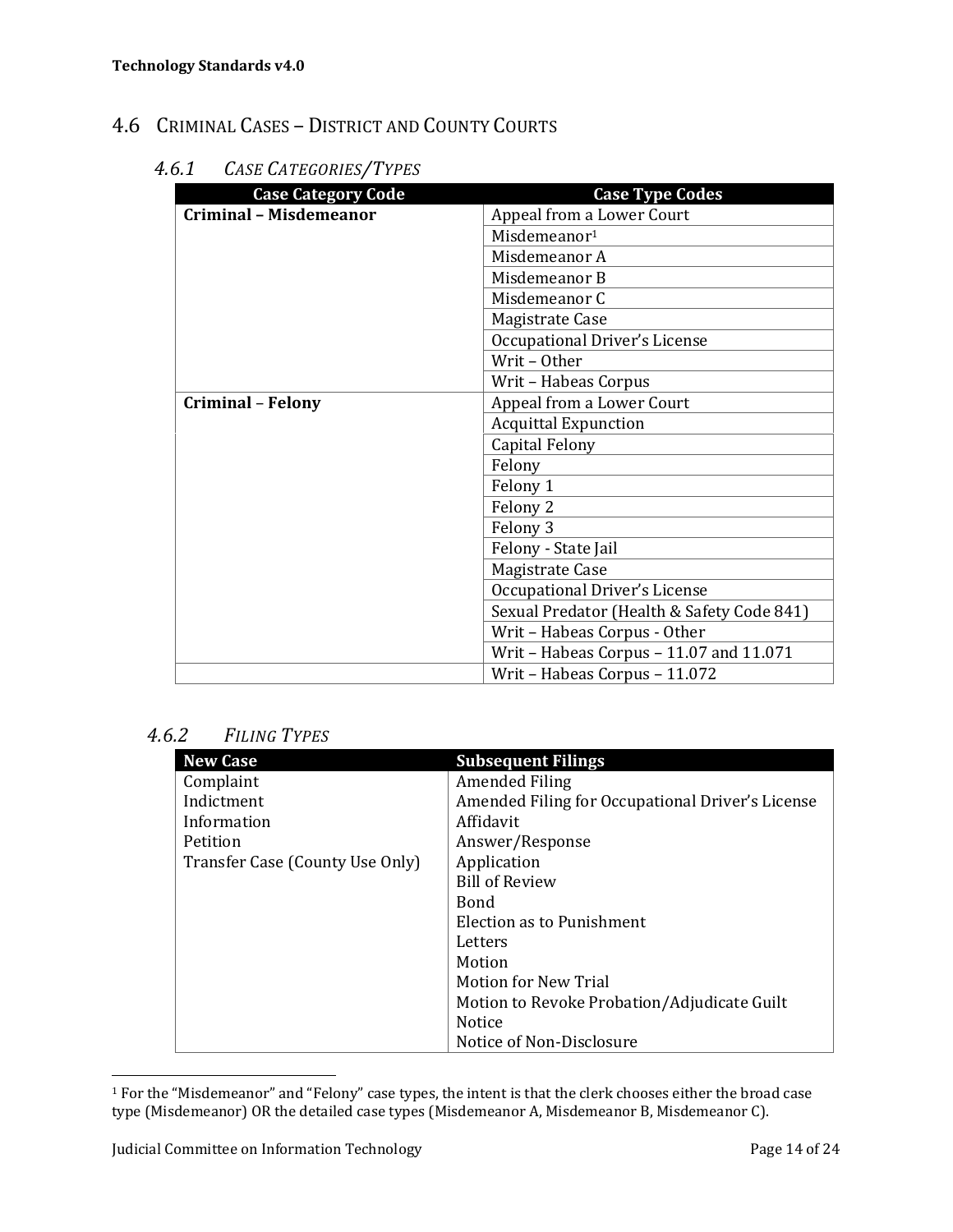## 4.6 Criminal Cases – District and County Courts

### 4.6.1 *Case Categories/Types*

| Case Category Code | Case Type Codes |
|---|---|
| **Criminal – Misdemeanor** | Appeal from a Lower Court |
| | Misdemeanor[1] |
| | Misdemeanor A |
| | Misdemeanor B |
| | Misdemeanor C |
| | Magistrate Case |
| | Occupational Driver's License |
| | Writ – Other |
| | Writ – Habeas Corpus |
| **Criminal – Felony** | Appeal from a Lower Court |
| | Acquittal Expunction |
| | Capital Felony |
| | Felony |
| | Felony 1 |
| | Felony 2 |
| | Felony 3 |
| | Felony - State Jail |
| | Magistrate Case |
| | Occupational Driver's License |
| | Sexual Predator (Health & Safety Code 841) |
| | Writ – Habeas Corpus - Other |
| | Writ – Habeas Corpus – 11.07 and 11.071 |
| | Writ – Habeas Corpus – 11.072 |

### 4.6.2 *Filing Types*

| New Case | Subsequent Filings |
|---|---|
| Complaint | Amended Filing |
| Indictment | Amended Filing for Occupational Driver's License |
| Information | Affidavit |
| Petition | Answer/Response |
| Transfer Case (County Use Only) | Application |
| | Bill of Review |
| | Bond |
| | Election as to Punishment |
| | Letters |
| | Motion |
| | Motion for New Trial |
| | Motion to Revoke Probation/Adjudicate Guilt |
| | Notice |
| | Notice of Non-Disclosure |

[1] For the "Misdemeanor" and "Felony" case types, the intent is that the clerk chooses either the broad case type (Misdemeanor) OR the detailed case types (Misdemeanor A, Misdemeanor B, Misdemeanor C).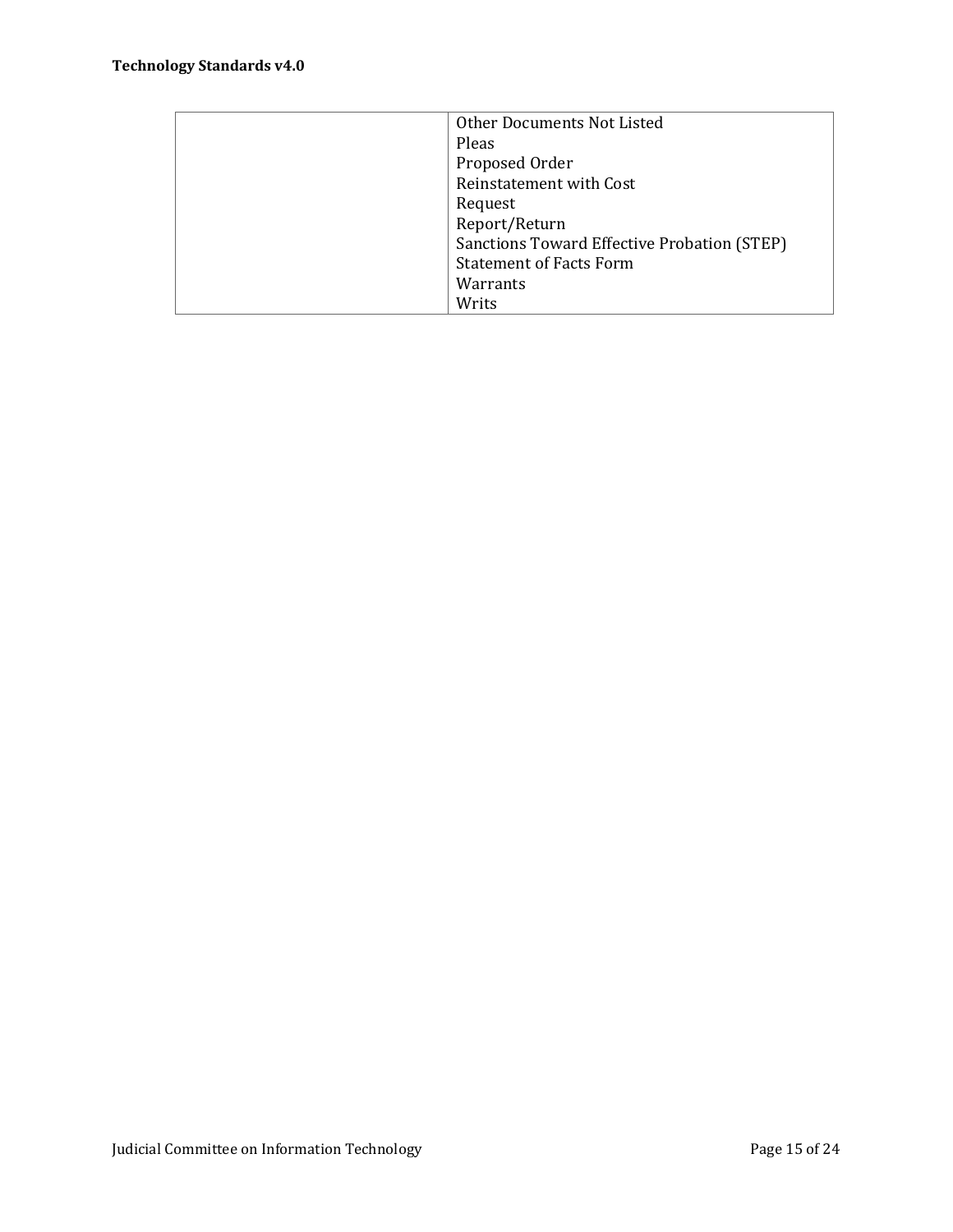| | |
|---|---|
| | Other Documents Not Listed<br>Pleas<br>Proposed Order<br>Reinstatement with Cost<br>Request<br>Report/Return<br>Sanctions Toward Effective Probation (STEP)<br>Statement of Facts Form<br>Warrants<br>Writs |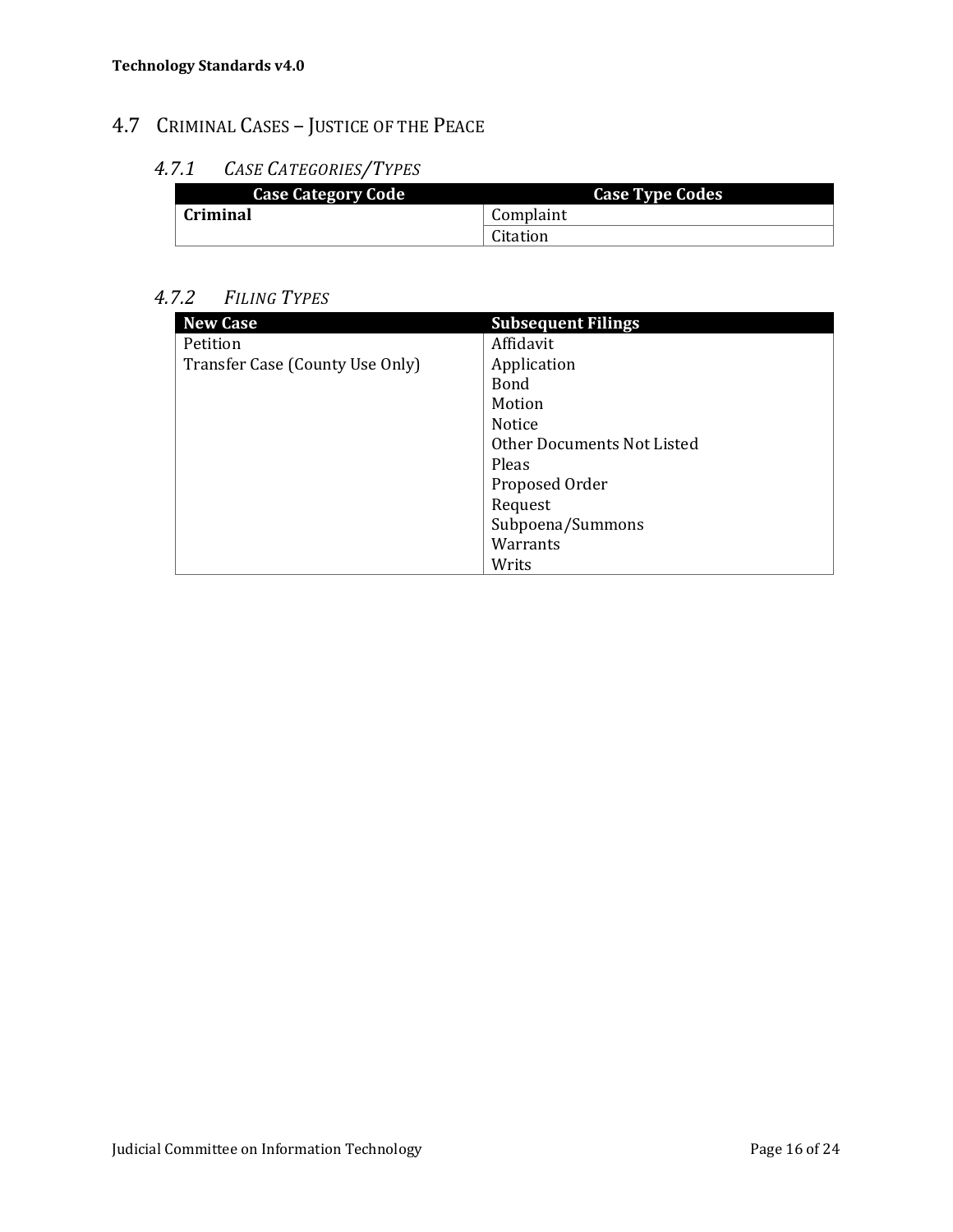## 4.7 Criminal Cases – Justice of the Peace

### *4.7.1 Case Categories/Types*

| Case Category Code | Case Type Codes |
|---|---|
| **Criminal** | Complaint |
| | Citation |

### *4.7.2 Filing Types*

| New Case | Subsequent Filings |
|---|---|
| Petition | Affidavit |
| Transfer Case (County Use Only) | Application |
| | Bond |
| | Motion |
| | Notice |
| | Other Documents Not Listed |
| | Pleas |
| | Proposed Order |
| | Request |
| | Subpoena/Summons |
| | Warrants |
| | Writs |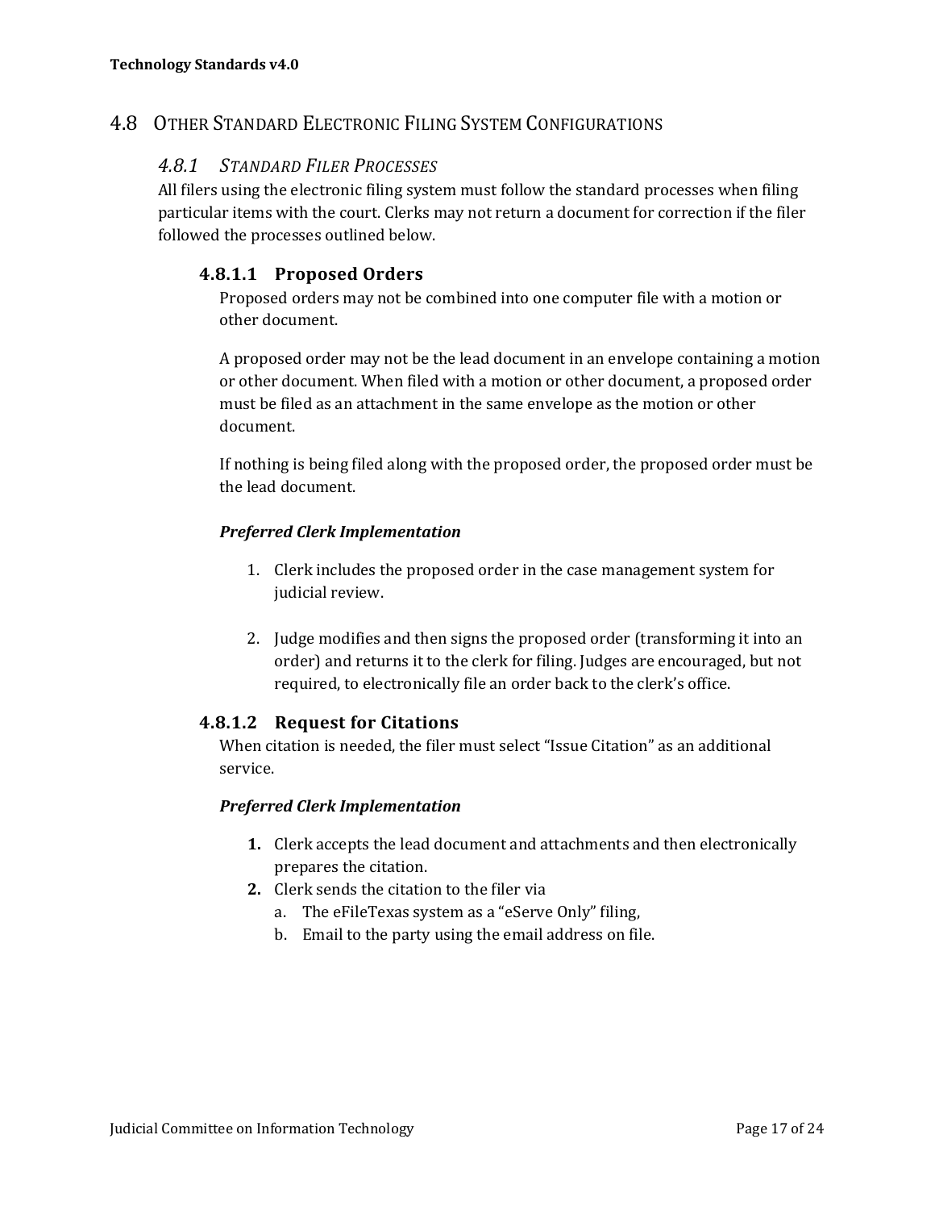## 4.8 Other Standard Electronic Filing System Configurations

### *4.8.1 Standard Filer Processes*

All filers using the electronic filing system must follow the standard processes when filing particular items with the court. Clerks may not return a document for correction if the filer followed the processes outlined below.

#### 4.8.1.1 Proposed Orders

Proposed orders may not be combined into one computer file with a motion or other document.

A proposed order may not be the lead document in an envelope containing a motion or other document. When filed with a motion or other document, a proposed order must be filed as an attachment in the same envelope as the motion or other document.

If nothing is being filed along with the proposed order, the proposed order must be the lead document.

***Preferred Clerk Implementation***

1. Clerk includes the proposed order in the case management system for judicial review.

2. Judge modifies and then signs the proposed order (transforming it into an order) and returns it to the clerk for filing. Judges are encouraged, but not required, to electronically file an order back to the clerk's office.

#### 4.8.1.2 Request for Citations

When citation is needed, the filer must select "Issue Citation" as an additional service.

***Preferred Clerk Implementation***

1. Clerk accepts the lead document and attachments and then electronically prepares the citation.
2. Clerk sends the citation to the filer via
   a. The eFileTexas system as a "eServe Only" filing,
   b. Email to the party using the email address on file.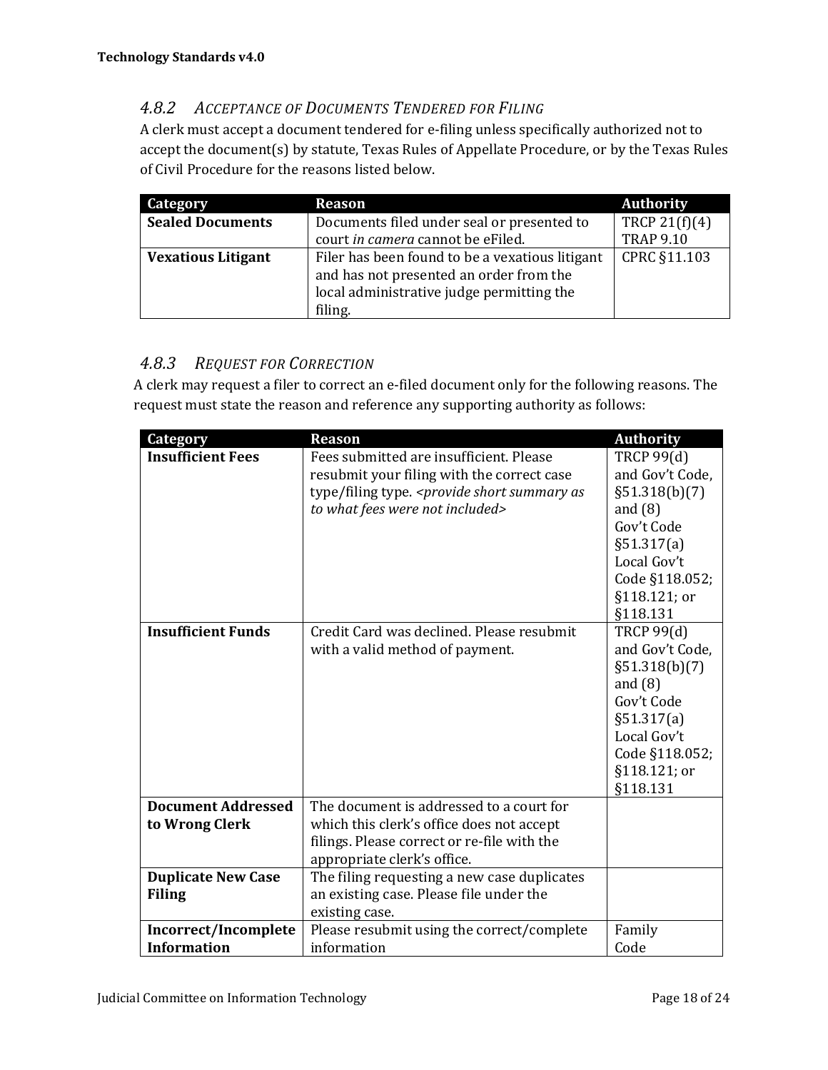### 4.8.2 *Acceptance of Documents Tendered for Filing*

A clerk must accept a document tendered for e-filing unless specifically authorized not to accept the document(s) by statute, Texas Rules of Appellate Procedure, or by the Texas Rules of Civil Procedure for the reasons listed below.

| Category | Reason | Authority |
|---|---|---|
| **Sealed Documents** | Documents filed under seal or presented to court *in camera* cannot be eFiled. | TRCP 21(f)(4) TRAP 9.10 |
| **Vexatious Litigant** | Filer has been found to be a vexatious litigant and has not presented an order from the local administrative judge permitting the filing. | CPRC §11.103 |

### 4.8.3 *Request for Correction*

A clerk may request a filer to correct an e-filed document only for the following reasons. The request must state the reason and reference any supporting authority as follows:

| Category | Reason | Authority |
|---|---|---|
| **Insufficient Fees** | Fees submitted are insufficient. Please resubmit your filing with the correct case type/filing type. *<provide short summary as to what fees were not included>* | TRCP 99(d) and Gov't Code, §51.318(b)(7) and (8) Gov't Code §51.317(a) Local Gov't Code §118.052; §118.121; or §118.131 |
| **Insufficient Funds** | Credit Card was declined. Please resubmit with a valid method of payment. | TRCP 99(d) and Gov't Code, §51.318(b)(7) and (8) Gov't Code §51.317(a) Local Gov't Code §118.052; §118.121; or §118.131 |
| **Document Addressed to Wrong Clerk** | The document is addressed to a court for which this clerk's office does not accept filings. Please correct or re-file with the appropriate clerk's office. | |
| **Duplicate New Case Filing** | The filing requesting a new case duplicates an existing case. Please file under the existing case. | |
| **Incorrect/Incomplete Information** | Please resubmit using the correct/complete information | Family Code |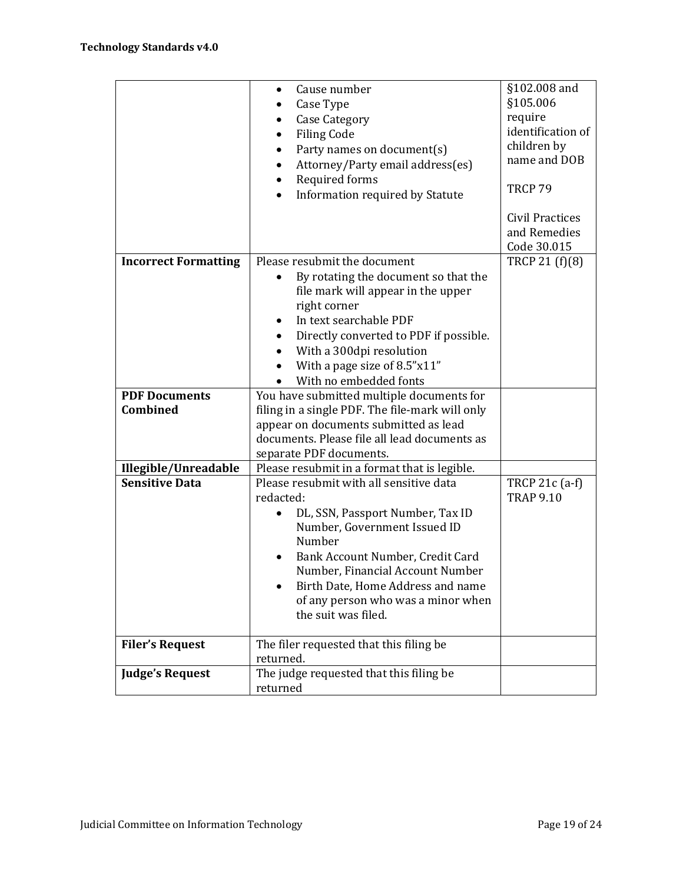| | | |
|---|---|---|
| | • Cause number<br>• Case Type<br>• Case Category<br>• Filing Code<br>• Party names on document(s)<br>• Attorney/Party email address(es)<br>• Required forms<br>• Information required by Statute | §102.008 and §105.006 require identification of children by name and DOB<br><br>TRCP 79<br><br>Civil Practices and Remedies Code 30.015 |
| **Incorrect Formatting** | Please resubmit the document<br>• By rotating the document so that the file mark will appear in the upper right corner<br>• In text searchable PDF<br>• Directly converted to PDF if possible.<br>• With a 300dpi resolution<br>• With a page size of 8.5"x11"<br>• With no embedded fonts | TRCP 21 (f)(8) |
| **PDF Documents Combined** | You have submitted multiple documents for filing in a single PDF. The file-mark will only appear on documents submitted as lead documents. Please file all lead documents as separate PDF documents. | |
| **Illegible/Unreadable** | Please resubmit in a format that is legible. | |
| **Sensitive Data** | Please resubmit with all sensitive data redacted:<br>• DL, SSN, Passport Number, Tax ID Number, Government Issued ID Number<br>• Bank Account Number, Credit Card Number, Financial Account Number<br>• Birth Date, Home Address and name of any person who was a minor when the suit was filed. | TRCP 21c (a-f)<br>TRAP 9.10 |
| **Filer's Request** | The filer requested that this filing be returned. | |
| **Judge's Request** | The judge requested that this filing be returned | |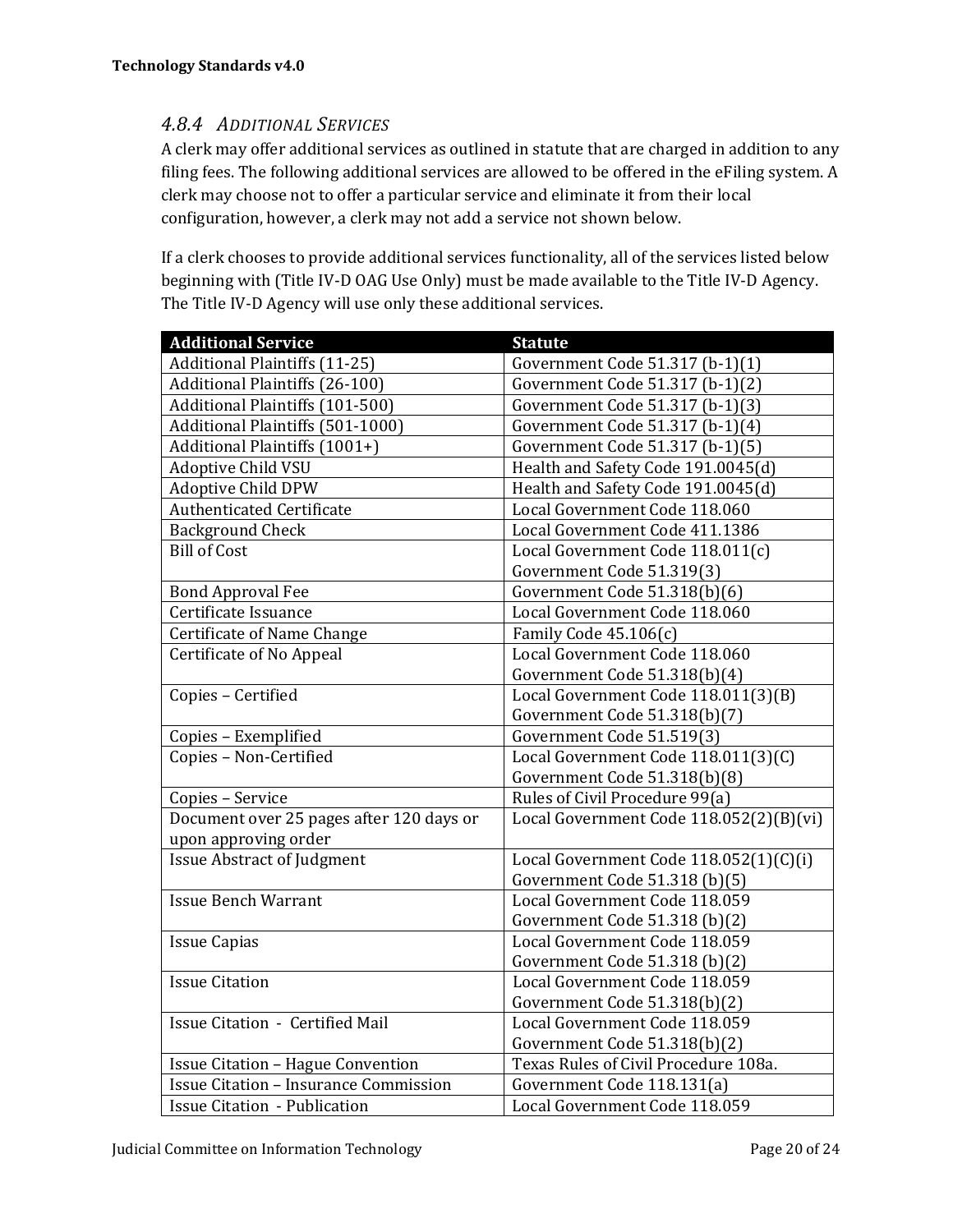#### 4.8.4 *Additional Services*

A clerk may offer additional services as outlined in statute that are charged in addition to any filing fees. The following additional services are allowed to be offered in the eFiling system. A clerk may choose not to offer a particular service and eliminate it from their local configuration, however, a clerk may not add a service not shown below.

If a clerk chooses to provide additional services functionality, all of the services listed below beginning with (Title IV-D OAG Use Only) must be made available to the Title IV-D Agency. The Title IV-D Agency will use only these additional services.

| Additional Service | Statute |
|---|---|
| Additional Plaintiffs (11-25) | Government Code 51.317 (b-1)(1) |
| Additional Plaintiffs (26-100) | Government Code 51.317 (b-1)(2) |
| Additional Plaintiffs (101-500) | Government Code 51.317 (b-1)(3) |
| Additional Plaintiffs (501-1000) | Government Code 51.317 (b-1)(4) |
| Additional Plaintiffs (1001+) | Government Code 51.317 (b-1)(5) |
| Adoptive Child VSU | Health and Safety Code 191.0045(d) |
| Adoptive Child DPW | Health and Safety Code 191.0045(d) |
| Authenticated Certificate | Local Government Code 118.060 |
| Background Check | Local Government Code 411.1386 |
| Bill of Cost | Local Government Code 118.011(c)<br>Government Code 51.319(3) |
| Bond Approval Fee | Government Code 51.318(b)(6) |
| Certificate Issuance | Local Government Code 118.060 |
| Certificate of Name Change | Family Code 45.106(c) |
| Certificate of No Appeal | Local Government Code 118.060<br>Government Code 51.318(b)(4) |
| Copies – Certified | Local Government Code 118.011(3)(B)<br>Government Code 51.318(b)(7) |
| Copies – Exemplified | Government Code 51.519(3) |
| Copies – Non-Certified | Local Government Code 118.011(3)(C)<br>Government Code 51.318(b)(8) |
| Copies – Service | Rules of Civil Procedure 99(a) |
| Document over 25 pages after 120 days or upon approving order | Local Government Code 118.052(2)(B)(vi) |
| Issue Abstract of Judgment | Local Government Code 118.052(1)(C)(i)<br>Government Code 51.318 (b)(5) |
| Issue Bench Warrant | Local Government Code 118.059<br>Government Code 51.318 (b)(2) |
| Issue Capias | Local Government Code 118.059<br>Government Code 51.318 (b)(2) |
| Issue Citation | Local Government Code 118.059<br>Government Code 51.318(b)(2) |
| Issue Citation - Certified Mail | Local Government Code 118.059<br>Government Code 51.318(b)(2) |
| Issue Citation – Hague Convention | Texas Rules of Civil Procedure 108a. |
| Issue Citation – Insurance Commission | Government Code 118.131(a) |
| Issue Citation - Publication | Local Government Code 118.059 |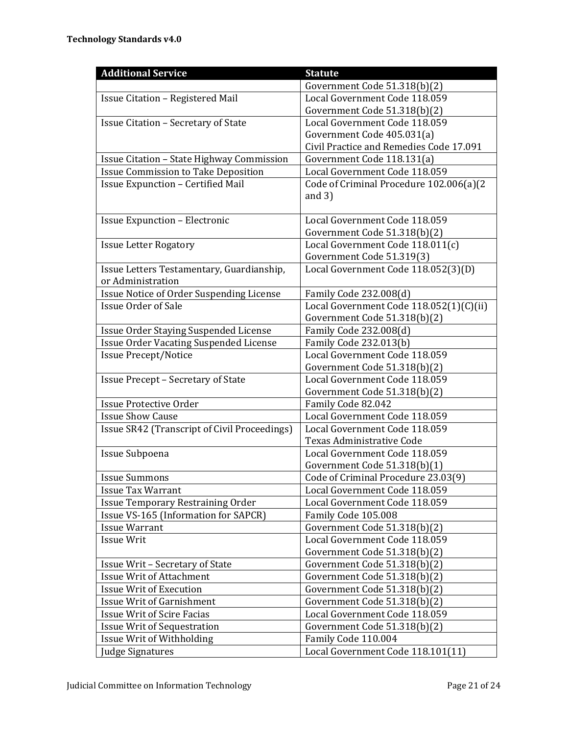| Additional Service | Statute |
|---|---|
| | Government Code 51.318(b)(2) |
| Issue Citation – Registered Mail | Local Government Code 118.059<br>Government Code 51.318(b)(2) |
| Issue Citation – Secretary of State | Local Government Code 118.059<br>Government Code 405.031(a)<br>Civil Practice and Remedies Code 17.091 |
| Issue Citation – State Highway Commission | Government Code 118.131(a) |
| Issue Commission to Take Deposition | Local Government Code 118.059 |
| Issue Expunction – Certified Mail | Code of Criminal Procedure 102.006(a)(2 and 3) |
| Issue Expunction – Electronic | Local Government Code 118.059<br>Government Code 51.318(b)(2) |
| Issue Letter Rogatory | Local Government Code 118.011(c)<br>Government Code 51.319(3) |
| Issue Letters Testamentary, Guardianship, or Administration | Local Government Code 118.052(3)(D) |
| Issue Notice of Order Suspending License | Family Code 232.008(d) |
| Issue Order of Sale | Local Government Code 118.052(1)(C)(ii)<br>Government Code 51.318(b)(2) |
| Issue Order Staying Suspended License | Family Code 232.008(d) |
| Issue Order Vacating Suspended License | Family Code 232.013(b) |
| Issue Precept/Notice | Local Government Code 118.059<br>Government Code 51.318(b)(2) |
| Issue Precept – Secretary of State | Local Government Code 118.059<br>Government Code 51.318(b)(2) |
| Issue Protective Order | Family Code 82.042 |
| Issue Show Cause | Local Government Code 118.059 |
| Issue SR42 (Transcript of Civil Proceedings) | Local Government Code 118.059<br>Texas Administrative Code |
| Issue Subpoena | Local Government Code 118.059<br>Government Code 51.318(b)(1) |
| Issue Summons | Code of Criminal Procedure 23.03(9) |
| Issue Tax Warrant | Local Government Code 118.059 |
| Issue Temporary Restraining Order | Local Government Code 118.059 |
| Issue VS-165 (Information for SAPCR) | Family Code 105.008 |
| Issue Warrant | Government Code 51.318(b)(2) |
| Issue Writ | Local Government Code 118.059<br>Government Code 51.318(b)(2) |
| Issue Writ – Secretary of State | Government Code 51.318(b)(2) |
| Issue Writ of Attachment | Government Code 51.318(b)(2) |
| Issue Writ of Execution | Government Code 51.318(b)(2) |
| Issue Writ of Garnishment | Government Code 51.318(b)(2) |
| Issue Writ of Scire Facias | Local Government Code 118.059 |
| Issue Writ of Sequestration | Government Code 51.318(b)(2) |
| Issue Writ of Withholding | Family Code 110.004 |
| Judge Signatures | Local Government Code 118.101(11) |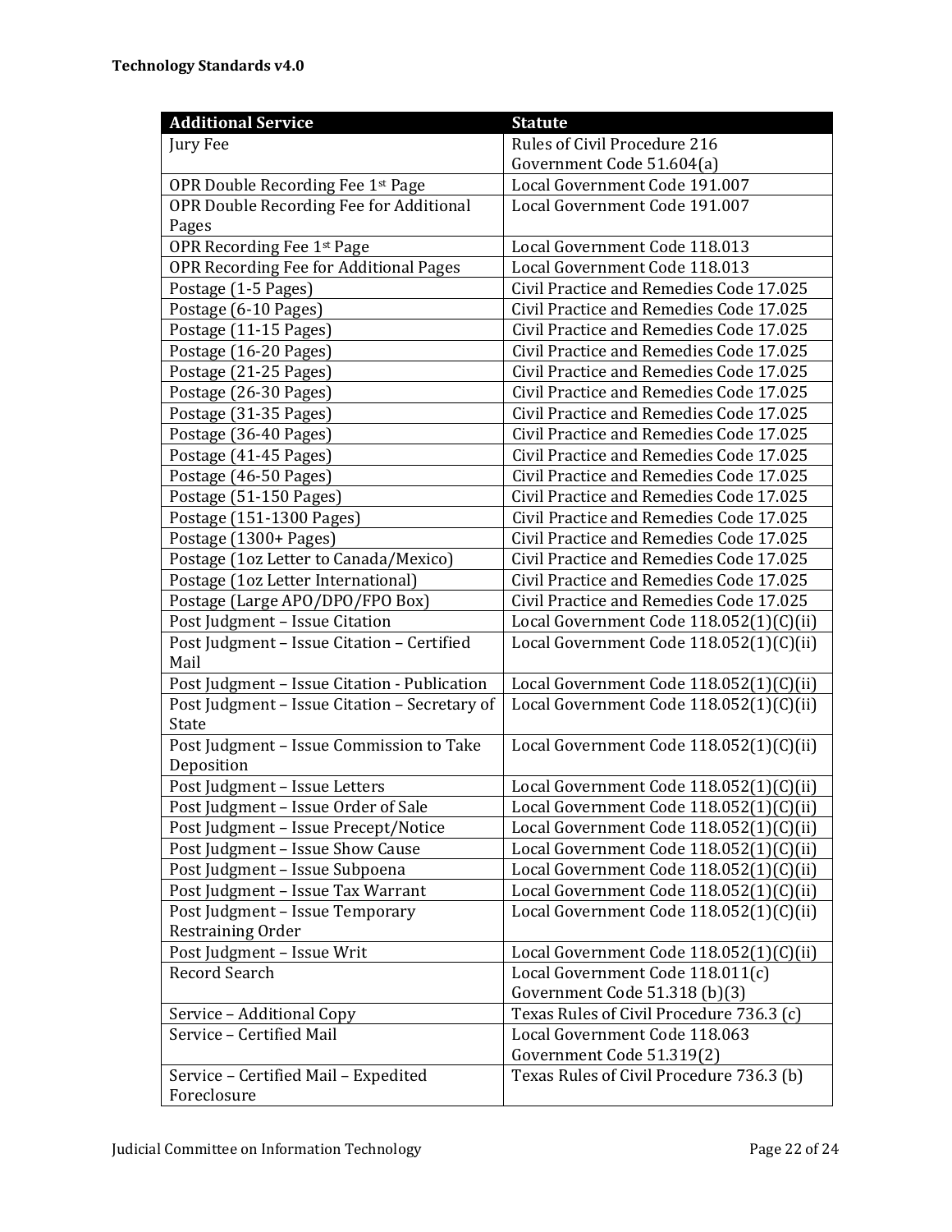| Additional Service | Statute |
|---|---|
| Jury Fee | Rules of Civil Procedure 216 Government Code 51.604(a) |
| OPR Double Recording Fee 1st Page | Local Government Code 191.007 |
| OPR Double Recording Fee for Additional Pages | Local Government Code 191.007 |
| OPR Recording Fee 1st Page | Local Government Code 118.013 |
| OPR Recording Fee for Additional Pages | Local Government Code 118.013 |
| Postage (1-5 Pages) | Civil Practice and Remedies Code 17.025 |
| Postage (6-10 Pages) | Civil Practice and Remedies Code 17.025 |
| Postage (11-15 Pages) | Civil Practice and Remedies Code 17.025 |
| Postage (16-20 Pages) | Civil Practice and Remedies Code 17.025 |
| Postage (21-25 Pages) | Civil Practice and Remedies Code 17.025 |
| Postage (26-30 Pages) | Civil Practice and Remedies Code 17.025 |
| Postage (31-35 Pages) | Civil Practice and Remedies Code 17.025 |
| Postage (36-40 Pages) | Civil Practice and Remedies Code 17.025 |
| Postage (41-45 Pages) | Civil Practice and Remedies Code 17.025 |
| Postage (46-50 Pages) | Civil Practice and Remedies Code 17.025 |
| Postage (51-150 Pages) | Civil Practice and Remedies Code 17.025 |
| Postage (151-1300 Pages) | Civil Practice and Remedies Code 17.025 |
| Postage (1300+ Pages) | Civil Practice and Remedies Code 17.025 |
| Postage (1oz Letter to Canada/Mexico) | Civil Practice and Remedies Code 17.025 |
| Postage (1oz Letter International) | Civil Practice and Remedies Code 17.025 |
| Postage (Large APO/DPO/FPO Box) | Civil Practice and Remedies Code 17.025 |
| Post Judgment – Issue Citation | Local Government Code 118.052(1)(C)(ii) |
| Post Judgment – Issue Citation – Certified Mail | Local Government Code 118.052(1)(C)(ii) |
| Post Judgment – Issue Citation - Publication | Local Government Code 118.052(1)(C)(ii) |
| Post Judgment – Issue Citation – Secretary of State | Local Government Code 118.052(1)(C)(ii) |
| Post Judgment – Issue Commission to Take Deposition | Local Government Code 118.052(1)(C)(ii) |
| Post Judgment – Issue Letters | Local Government Code 118.052(1)(C)(ii) |
| Post Judgment – Issue Order of Sale | Local Government Code 118.052(1)(C)(ii) |
| Post Judgment – Issue Precept/Notice | Local Government Code 118.052(1)(C)(ii) |
| Post Judgment – Issue Show Cause | Local Government Code 118.052(1)(C)(ii) |
| Post Judgment – Issue Subpoena | Local Government Code 118.052(1)(C)(ii) |
| Post Judgment – Issue Tax Warrant | Local Government Code 118.052(1)(C)(ii) |
| Post Judgment – Issue Temporary Restraining Order | Local Government Code 118.052(1)(C)(ii) |
| Post Judgment – Issue Writ | Local Government Code 118.052(1)(C)(ii) |
| Record Search | Local Government Code 118.011(c) Government Code 51.318 (b)(3) |
| Service – Additional Copy | Texas Rules of Civil Procedure 736.3 (c) |
| Service – Certified Mail | Local Government Code 118.063 Government Code 51.319(2) |
| Service – Certified Mail – Expedited Foreclosure | Texas Rules of Civil Procedure 736.3 (b) |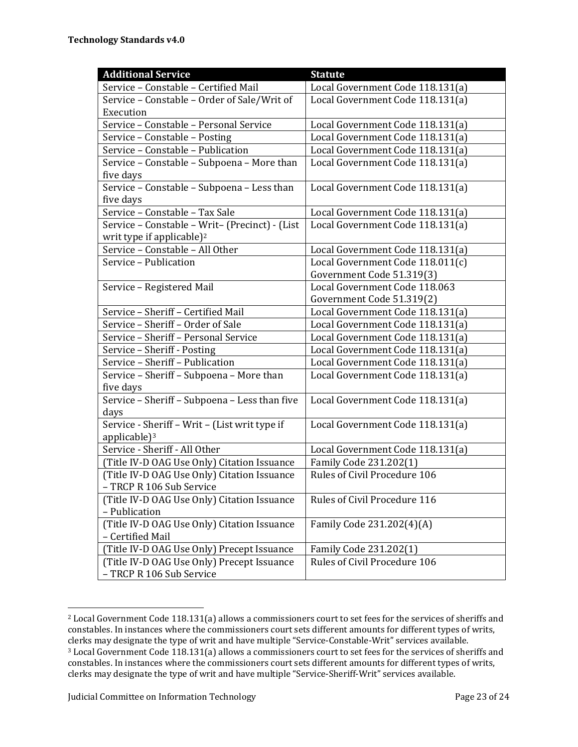| Additional Service | Statute |
| --- | --- |
| Service – Constable – Certified Mail | Local Government Code 118.131(a) |
| Service – Constable – Order of Sale/Writ of Execution | Local Government Code 118.131(a) |
| Service – Constable – Personal Service | Local Government Code 118.131(a) |
| Service – Constable – Posting | Local Government Code 118.131(a) |
| Service – Constable – Publication | Local Government Code 118.131(a) |
| Service – Constable – Subpoena – More than five days | Local Government Code 118.131(a) |
| Service – Constable – Subpoena – Less than five days | Local Government Code 118.131(a) |
| Service – Constable – Tax Sale | Local Government Code 118.131(a) |
| Service – Constable – Writ– (Precinct) - (List writ type if applicable)[2] | Local Government Code 118.131(a) |
| Service – Constable – All Other | Local Government Code 118.131(a) |
| Service – Publication | Local Government Code 118.011(c) Government Code 51.319(3) |
| Service – Registered Mail | Local Government Code 118.063 Government Code 51.319(2) |
| Service – Sheriff – Certified Mail | Local Government Code 118.131(a) |
| Service – Sheriff – Order of Sale | Local Government Code 118.131(a) |
| Service – Sheriff – Personal Service | Local Government Code 118.131(a) |
| Service – Sheriff - Posting | Local Government Code 118.131(a) |
| Service – Sheriff – Publication | Local Government Code 118.131(a) |
| Service – Sheriff – Subpoena – More than five days | Local Government Code 118.131(a) |
| Service – Sheriff – Subpoena – Less than five days | Local Government Code 118.131(a) |
| Service - Sheriff – Writ – (List writ type if applicable)[3] | Local Government Code 118.131(a) |
| Service - Sheriff - All Other | Local Government Code 118.131(a) |
| (Title IV-D OAG Use Only) Citation Issuance | Family Code 231.202(1) |
| (Title IV-D OAG Use Only) Citation Issuance – TRCP R 106 Sub Service | Rules of Civil Procedure 106 |
| (Title IV-D OAG Use Only) Citation Issuance – Publication | Rules of Civil Procedure 116 |
| (Title IV-D OAG Use Only) Citation Issuance – Certified Mail | Family Code 231.202(4)(A) |
| (Title IV-D OAG Use Only) Precept Issuance | Family Code 231.202(1) |
| (Title IV-D OAG Use Only) Precept Issuance – TRCP R 106 Sub Service | Rules of Civil Procedure 106 |

[2] Local Government Code 118.131(a) allows a commissioners court to set fees for the services of sheriffs and constables. In instances where the commissioners court sets different amounts for different types of writs, clerks may designate the type of writ and have multiple "Service-Constable-Writ" services available.

[3] Local Government Code 118.131(a) allows a commissioners court to set fees for the services of sheriffs and constables. In instances where the commissioners court sets different amounts for different types of writs, clerks may designate the type of writ and have multiple "Service-Sheriff-Writ" services available.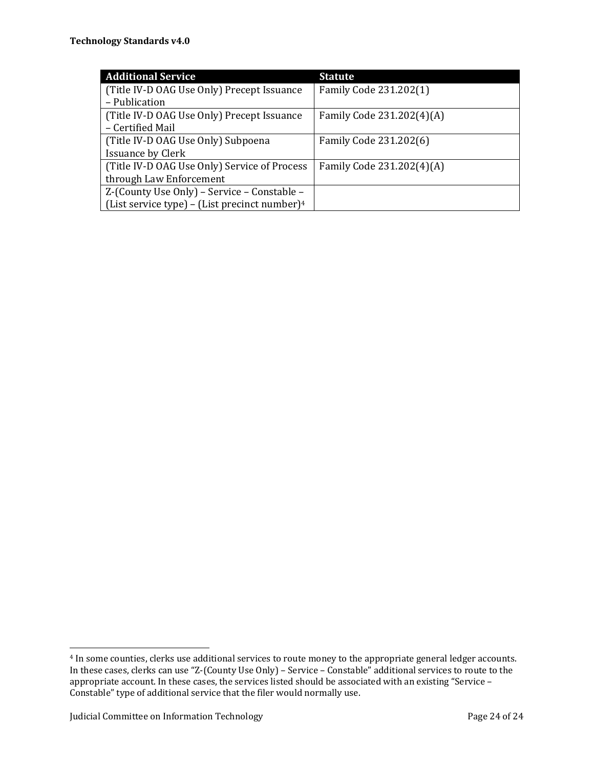| Additional Service | Statute |
| --- | --- |
| (Title IV-D OAG Use Only) Precept Issuance – Publication | Family Code 231.202(1) |
| (Title IV-D OAG Use Only) Precept Issuance – Certified Mail | Family Code 231.202(4)(A) |
| (Title IV-D OAG Use Only) Subpoena Issuance by Clerk | Family Code 231.202(6) |
| (Title IV-D OAG Use Only) Service of Process through Law Enforcement | Family Code 231.202(4)(A) |
| Z-(County Use Only) – Service – Constable – (List service type) – (List precinct number)[4] | |

[4] In some counties, clerks use additional services to route money to the appropriate general ledger accounts. In these cases, clerks can use "Z-(County Use Only) – Service – Constable" additional services to route to the appropriate account. In these cases, the services listed should be associated with an existing "Service – Constable" type of additional service that the filer would normally use.